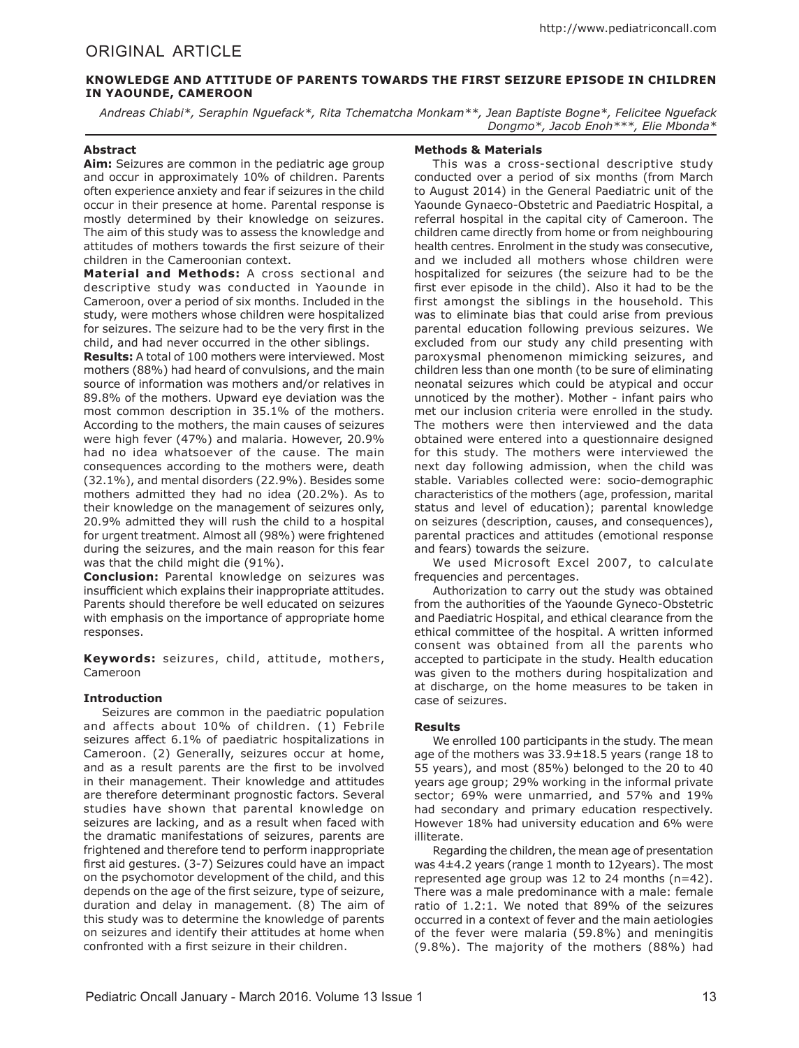ORIGINAL ARTICLE

# KNOWLEDGE AND ATTITUDE OF PARENTS TOWARDS THE FIRST SEIZURE EPISODE IN CHILDREN IN YAOUNDE, CAMEROON

*Andreas Chiabi\*, Seraphin Nguefack\*, Rita Tchematcha Monkam\*\*, Jean Baptiste Bogne\*, Felicitee Nguefack Dongmo\*, Jacob Enoh\*\*\*, Elie Mbonda\**

## Abstract

**Aim:** Seizures are common in the pediatric age group and occur in approximately 10% of children. Parents often experience anxiety and fear if seizures in the child occur in their presence at home. Parental response is mostly determined by their knowledge on seizures. The aim of this study was to assess the knowledge and attitudes of mothers towards the first seizure of their children in the Cameroonian context.

**Material and Methods:** A cross sectional and descriptive study was conducted in Yaounde in Cameroon, over a period of six months. Included in the study, were mothers whose children were hospitalized for seizures. The seizure had to be the very first in the child, and had never occurred in the other siblings.

**Results:** A total of 100 mothers were interviewed. Most mothers (88%) had heard of convulsions, and the main source of information was mothers and/or relatives in 89.8% of the mothers. Upward eye deviation was the most common description in 35.1% of the mothers. According to the mothers, the main causes of seizures were high fever (47%) and malaria. However, 20.9% had no idea whatsoever of the cause. The main consequences according to the mothers were, death (32.1%), and mental disorders (22.9%). Besides some mothers admitted they had no idea (20.2%). As to their knowledge on the management of seizures only, 20.9% admitted they will rush the child to a hospital for urgent treatment. Almost all (98%) were frightened during the seizures, and the main reason for this fear was that the child might die (91%).

**Conclusion:** Parental knowledge on seizures was insufficient which explains their inappropriate attitudes. Parents should therefore be well educated on seizures with emphasis on the importance of appropriate home responses.

**Keywords:** seizures, child, attitude, mothers, Cameroon

## Introduction

Seizures are common in the paediatric population and affects about 10% of children. (1) Febrile seizures affect 6.1% of paediatric hospitalizations in Cameroon. (2) Generally, seizures occur at home, and as a result parents are the first to be involved in their management. Their knowledge and attitudes are therefore determinant prognostic factors. Several studies have shown that parental knowledge on seizures are lacking, and as a result when faced with the dramatic manifestations of seizures, parents are frightened and therefore tend to perform inappropriate first aid gestures. (3-7) Seizures could have an impact on the psychomotor development of the child, and this depends on the age of the first seizure, type of seizure, duration and delay in management. (8) The aim of this study was to determine the knowledge of parents on seizures and identify their attitudes at home when confronted with a first seizure in their children.

## Methods & Materials

This was a cross-sectional descriptive study conducted over a period of six months (from March to August 2014) in the General Paediatric unit of the Yaounde Gynaeco-Obstetric and Paediatric Hospital, a referral hospital in the capital city of Cameroon. The children came directly from home or from neighbouring health centres. Enrolment in the study was consecutive, and we included all mothers whose children were hospitalized for seizures (the seizure had to be the first ever episode in the child). Also it had to be the first amongst the siblings in the household. This was to eliminate bias that could arise from previous parental education following previous seizures. We excluded from our study any child presenting with paroxysmal phenomenon mimicking seizures, and children less than one month (to be sure of eliminating neonatal seizures which could be atypical and occur unnoticed by the mother). Mother - infant pairs who met our inclusion criteria were enrolled in the study. The mothers were then interviewed and the data obtained were entered into a questionnaire designed for this study. The mothers were interviewed the next day following admission, when the child was stable. Variables collected were: socio-demographic characteristics of the mothers (age, profession, marital status and level of education); parental knowledge on seizures (description, causes, and consequences), parental practices and attitudes (emotional response and fears) towards the seizure.

We used Microsoft Excel 2007, to calculate frequencies and percentages.

Authorization to carry out the study was obtained from the authorities of the Yaounde Gyneco-Obstetric and Paediatric Hospital, and ethical clearance from the ethical committee of the hospital. A written informed consent was obtained from all the parents who accepted to participate in the study. Health education was given to the mothers during hospitalization and at discharge, on the home measures to be taken in case of seizures.

## Results

We enrolled 100 participants in the study. The mean age of the mothers was 33.9±18.5 years (range 18 to 55 years), and most (85%) belonged to the 20 to 40 years age group; 29% working in the informal private sector; 69% were unmarried, and 57% and 19% had secondary and primary education respectively. However 18% had university education and 6% were illiterate.

Regarding the children, the mean age of presentation was 4±4.2 years (range 1 month to 12years). The most represented age group was 12 to 24 months (n=42). There was a male predominance with a male: female ratio of 1.2:1. We noted that 89% of the seizures occurred in a context of fever and the main aetiologies of the fever were malaria (59.8%) and meningitis (9.8%). The majority of the mothers (88%) had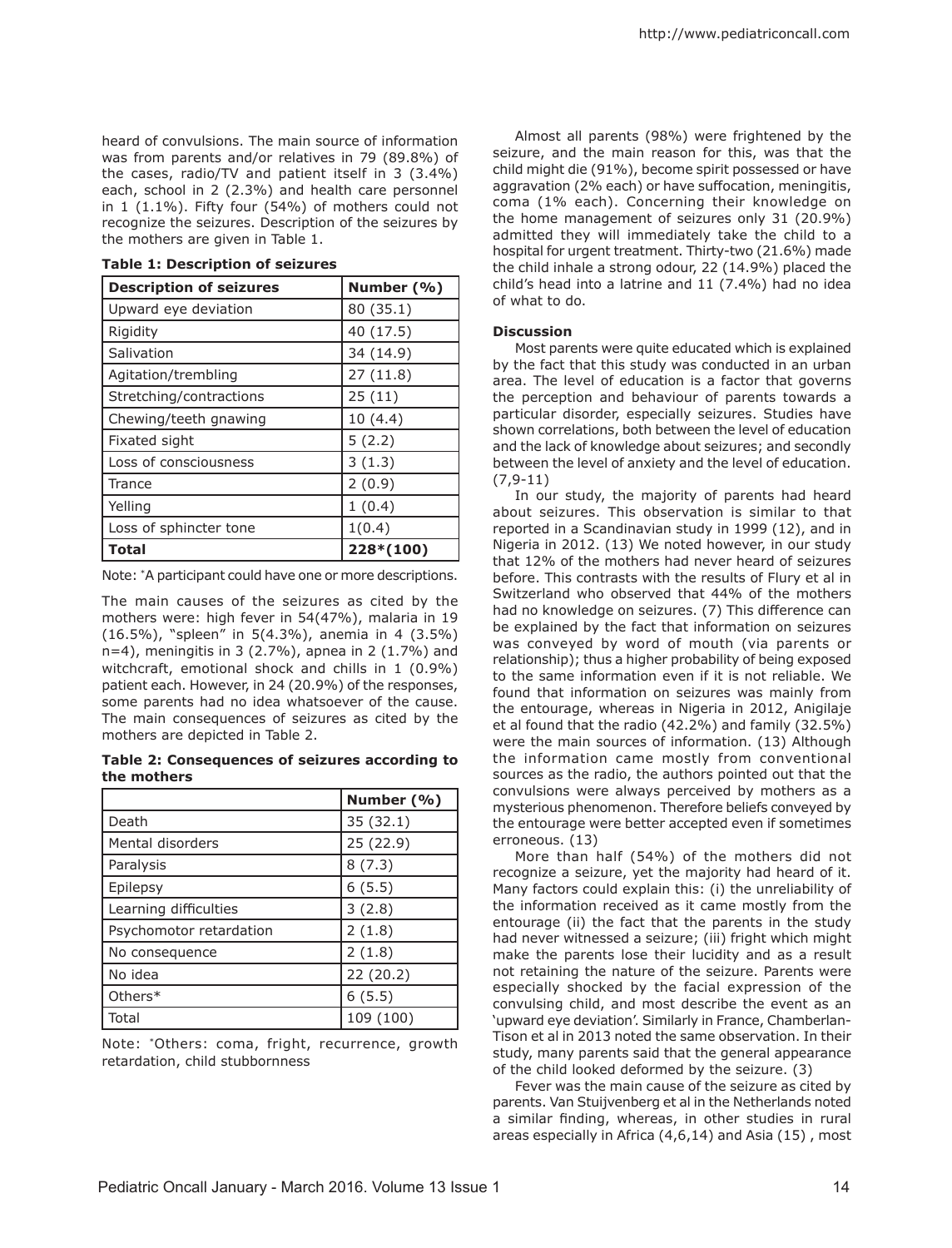heard of convulsions. The main source of information was from parents and/or relatives in 79 (89.8%) of the cases, radio/TV and patient itself in 3 (3.4%) each, school in 2 (2.3%) and health care personnel in 1 (1.1%). Fifty four (54%) of mothers could not recognize the seizures. Description of the seizures by the mothers are given in Table 1.

**Table 1: Description of seizures**

| Description of seizures | Number (%) |
|---|---|
| Upward eye deviation | 80 (35.1) |
| Rigidity | 40 (17.5) |
| Salivation | 34 (14.9) |
| Agitation/trembling | 27 (11.8) |
| Stretching/contractions | 25 (11) |
| Chewing/teeth gnawing | 10 (4.4) |
| Fixated sight | 5 (2.2) |
| Loss of consciousness | 3 (1.3) |
| Trance | 2 (0.9) |
| Yelling | 1 (0.4) |
| Loss of sphincter tone | 1(0.4) |
| **Total** | **228*(100)** |

Note: *A participant could have one or more descriptions.

The main causes of the seizures as cited by the mothers were: high fever in 54(47%), malaria in 19 (16.5%), "spleen" in 5(4.3%), anemia in 4 (3.5%) n=4), meningitis in 3 (2.7%), apnea in 2 (1.7%) and witchcraft, emotional shock and chills in 1 (0.9%) patient each. However, in 24 (20.9%) of the responses, some parents had no idea whatsoever of the cause. The main consequences of seizures as cited by the mothers are depicted in Table 2.

**Table 2: Consequences of seizures according to the mothers**

| | Number (%) |
|---|---|
| Death | 35 (32.1) |
| Mental disorders | 25 (22.9) |
| Paralysis | 8 (7.3) |
| Epilepsy | 6 (5.5) |
| Learning difficulties | 3 (2.8) |
| Psychomotor retardation | 2 (1.8) |
| No consequence | 2 (1.8) |
| No idea | 22 (20.2) |
| Others* | 6 (5.5) |
| Total | 109 (100) |

Note: *Others: coma, fright, recurrence, growth retardation, child stubbornness

Almost all parents (98%) were frightened by the seizure, and the main reason for this, was that the child might die (91%), become spirit possessed or have aggravation (2% each) or have suffocation, meningitis, coma (1% each). Concerning their knowledge on the home management of seizures only 31 (20.9%) admitted they will immediately take the child to a hospital for urgent treatment. Thirty-two (21.6%) made the child inhale a strong odour, 22 (14.9%) placed the child's head into a latrine and 11 (7.4%) had no idea of what to do.

### Discussion

Most parents were quite educated which is explained by the fact that this study was conducted in an urban area. The level of education is a factor that governs the perception and behaviour of parents towards a particular disorder, especially seizures. Studies have shown correlations, both between the level of education and the lack of knowledge about seizures; and secondly between the level of anxiety and the level of education. (7,9-11)

In our study, the majority of parents had heard about seizures. This observation is similar to that reported in a Scandinavian study in 1999 (12), and in Nigeria in 2012. (13) We noted however, in our study that 12% of the mothers had never heard of seizures before. This contrasts with the results of Flury et al in Switzerland who observed that 44% of the mothers had no knowledge on seizures. (7) This difference can be explained by the fact that information on seizures was conveyed by word of mouth (via parents or relationship); thus a higher probability of being exposed to the same information even if it is not reliable. We found that information on seizures was mainly from the entourage, whereas in Nigeria in 2012, Anigilaje et al found that the radio (42.2%) and family (32.5%) were the main sources of information. (13) Although the information came mostly from conventional sources as the radio, the authors pointed out that the convulsions were always perceived by mothers as a mysterious phenomenon. Therefore beliefs conveyed by the entourage were better accepted even if sometimes erroneous. (13)

More than half (54%) of the mothers did not recognize a seizure, yet the majority had heard of it. Many factors could explain this: (i) the unreliability of the information received as it came mostly from the entourage (ii) the fact that the parents in the study had never witnessed a seizure; (iii) fright which might make the parents lose their lucidity and as a result not retaining the nature of the seizure. Parents were especially shocked by the facial expression of the convulsing child, and most describe the event as an 'upward eye deviation'. Similarly in France, Chamberlan-Tison et al in 2013 noted the same observation. In their study, many parents said that the general appearance of the child looked deformed by the seizure. (3)

Fever was the main cause of the seizure as cited by parents. Van Stuijvenberg et al in the Netherlands noted a similar finding, whereas, in other studies in rural areas especially in Africa (4,6,14) and Asia (15) , most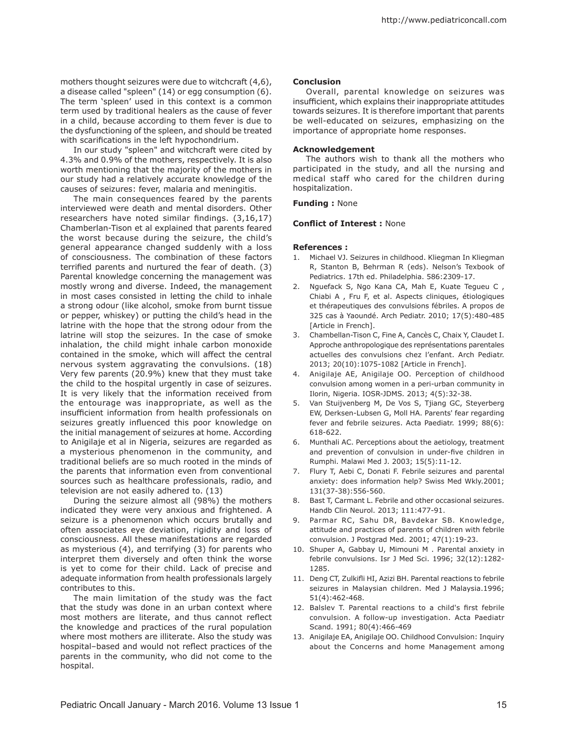mothers thought seizures were due to witchcraft (4,6), a disease called "spleen" (14) or egg consumption (6). The term 'spleen' used in this context is a common term used by traditional healers as the cause of fever in a child, because according to them fever is due to the dysfunctioning of the spleen, and should be treated with scarifications in the left hypochondrium.

In our study "spleen" and witchcraft were cited by 4.3% and 0.9% of the mothers, respectively. It is also worth mentioning that the majority of the mothers in our study had a relatively accurate knowledge of the causes of seizures: fever, malaria and meningitis.

The main consequences feared by the parents interviewed were death and mental disorders. Other researchers have noted similar findings. (3,16,17) Chamberlan-Tison et al explained that parents feared the worst because during the seizure, the child's general appearance changed suddenly with a loss of consciousness. The combination of these factors terrified parents and nurtured the fear of death. (3) Parental knowledge concerning the management was mostly wrong and diverse. Indeed, the management in most cases consisted in letting the child to inhale a strong odour (like alcohol, smoke from burnt tissue or pepper, whiskey) or putting the child's head in the latrine with the hope that the strong odour from the latrine will stop the seizures. In the case of smoke inhalation, the child might inhale carbon monoxide contained in the smoke, which will affect the central nervous system aggravating the convulsions. (18) Very few parents (20.9%) knew that they must take the child to the hospital urgently in case of seizures. It is very likely that the information received from the entourage was inappropriate, as well as the insufficient information from health professionals on seizures greatly influenced this poor knowledge on the initial management of seizures at home. According to Anigilaje et al in Nigeria, seizures are regarded as a mysterious phenomenon in the community, and traditional beliefs are so much rooted in the minds of the parents that information even from conventional sources such as healthcare professionals, radio, and television are not easily adhered to. (13)

During the seizure almost all (98%) the mothers indicated they were very anxious and frightened. A seizure is a phenomenon which occurs brutally and often associates eye deviation, rigidity and loss of consciousness. All these manifestations are regarded as mysterious (4), and terrifying (3) for parents who interpret them diversely and often think the worse is yet to come for their child. Lack of precise and adequate information from health professionals largely contributes to this.

The main limitation of the study was the fact that the study was done in an urban context where most mothers are literate, and thus cannot reflect the knowledge and practices of the rural population where most mothers are illiterate. Also the study was hospital–based and would not reflect practices of the parents in the community, who did not come to the hospital.

**Conclusion**

Overall, parental knowledge on seizures was insufficient, which explains their inappropriate attitudes towards seizures. It is therefore important that parents be well-educated on seizures, emphasizing on the importance of appropriate home responses.

**Acknowledgement**

The authors wish to thank all the mothers who participated in the study, and all the nursing and medical staff who cared for the children during hospitalization.

**Funding :** None

**Conflict of Interest :** None

**References :**

1. Michael VJ. Seizures in childhood. Kliegman In Kliegman R, Stanton B, Behrman R (eds). Nelson's Texbook of Pediatrics. 17th ed. Philadelphia. 586:2309-17.
2. Nguefack S, Ngo Kana CA, Mah E, Kuate Tegueu C , Chiabi A , Fru F, et al. Aspects cliniques, étiologiques et thérapeutiques des convulsions fébriles. A propos de 325 cas à Yaoundé. Arch Pediatr. 2010; 17(5):480-485 [Article in French].
3. Chambellan-Tison C, Fine A, Cancès C, Chaix Y, Claudet I. Approche anthropologique des représentations parentales actuelles des convulsions chez l'enfant. Arch Pediatr. 2013; 20(10):1075-1082 [Article in French].
4. Anigilaje AE, Anigilaje OO. Perception of childhood convulsion among women in a peri-urban community in Ilorin, Nigeria. IOSR-JDMS. 2013; 4(5):32-38.
5. Van Stuijvenberg M, De Vos S, Tjiang GC, Steyerberg EW, Derksen-Lubsen G, Moll HA. Parents' fear regarding fever and febrile seizures. Acta Paediatr. 1999; 88(6): 618-622.
6. Munthali AC. Perceptions about the aetiology, treatment and prevention of convulsion in under-five children in Rumphi. Malawi Med J. 2003; 15(5):11-12.
7. Flury T, Aebi C, Donati F. Febrile seizures and parental anxiety: does information help? Swiss Med Wkly.2001; 131(37-38):556-560.
8. Bast T, Carmant L. Febrile and other occasional seizures. Handb Clin Neurol. 2013; 111:477-91.
9. Parmar RC, Sahu DR, Bavdekar SB. Knowledge, attitude and practices of parents of children with febrile convulsion. J Postgrad Med. 2001; 47(1):19-23.
10. Shuper A, Gabbay U, Mimouni M . Parental anxiety in febrile convulsions. Isr J Med Sci. 1996; 32(12):1282-1285.
11. Deng CT, Zulkifli HI, Azizi BH. Parental reactions to febrile seizures in Malaysian children. Med J Malaysia.1996; 51(4):462-468.
12. Balslev T. Parental reactions to a child's first febrile convulsion. A follow-up investigation. Acta Paediatr Scand. 1991; 80(4):466-469
13. Anigilaje EA, Anigilaje OO. Childhood Convulsion: Inquiry about the Concerns and home Management among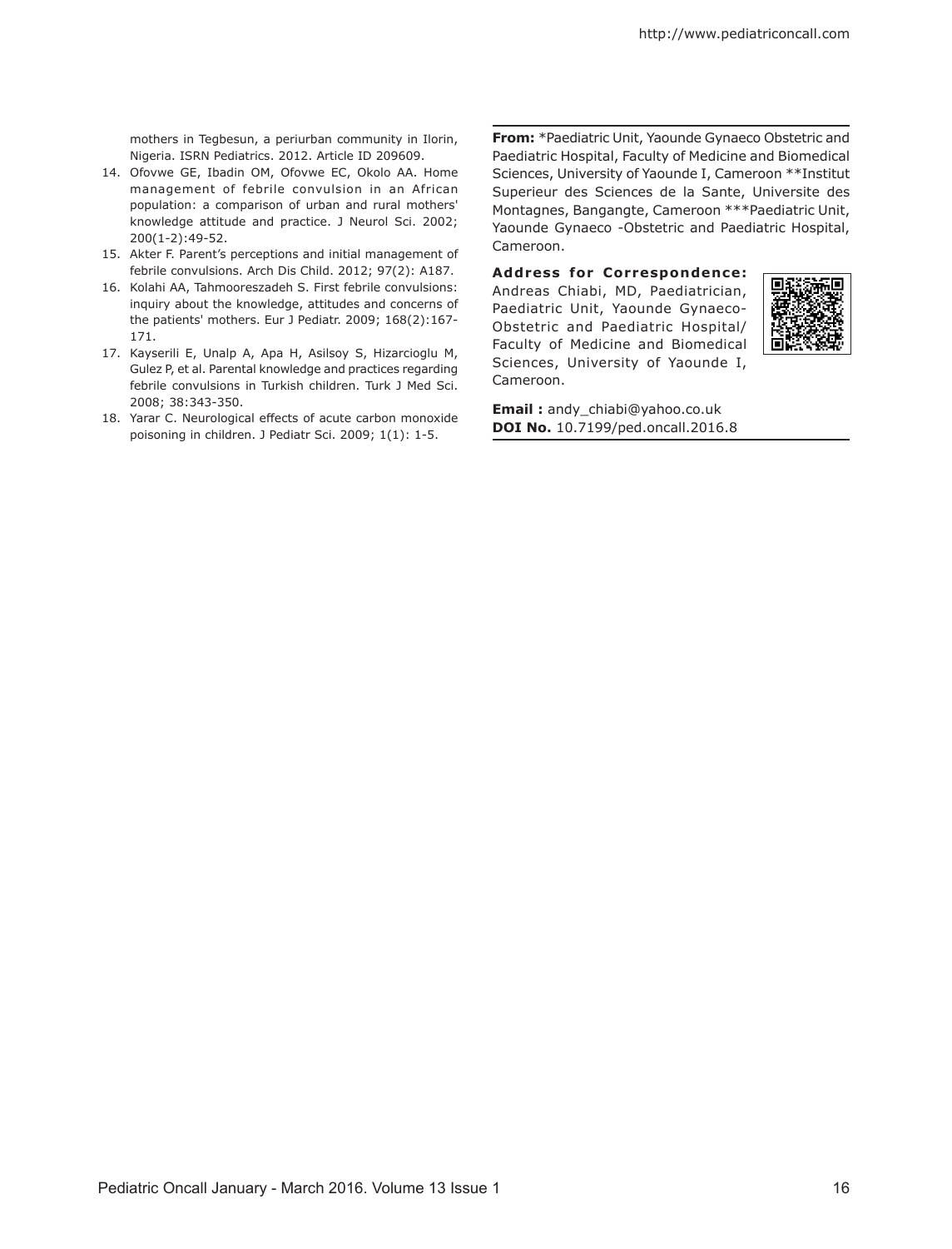mothers in Tegbesun, a periurban community in Ilorin, Nigeria. ISRN Pediatrics. 2012. Article ID 209609.

14. Ofovwe GE, Ibadin OM, Ofovwe EC, Okolo AA. Home management of febrile convulsion in an African population: a comparison of urban and rural mothers' knowledge attitude and practice. J Neurol Sci. 2002; 200(1-2):49-52.
15. Akter F. Parent's perceptions and initial management of febrile convulsions. Arch Dis Child. 2012; 97(2): A187.
16. Kolahi AA, Tahmooreszadeh S. First febrile convulsions: inquiry about the knowledge, attitudes and concerns of the patients' mothers. Eur J Pediatr. 2009; 168(2):167-171.
17. Kayserili E, Unalp A, Apa H, Asilsoy S, Hizarcioglu M, Gulez P, et al. Parental knowledge and practices regarding febrile convulsions in Turkish children. Turk J Med Sci. 2008; 38:343-350.
18. Yarar C. Neurological effects of acute carbon monoxide poisoning in children. J Pediatr Sci. 2009; 1(1): 1-5.

**From:** *Paediatric Unit, Yaounde Gynaeco Obstetric and Paediatric Hospital, Faculty of Medicine and Biomedical Sciences, University of Yaounde I, Cameroon **Institut Superieur des Sciences de la Sante, Universite des Montagnes, Bangangte, Cameroon ***Paediatric Unit, Yaounde Gynaeco -Obstetric and Paediatric Hospital, Cameroon.

**Address for Correspondence:** Andreas Chiabi, MD, Paediatrician, Paediatric Unit, Yaounde Gynaeco-Obstetric and Paediatric Hospital/ Faculty of Medicine and Biomedical Sciences, University of Yaounde I, Cameroon.

**Email :** andy_chiabi@yahoo.co.uk
**DOI No.** 10.7199/ped.oncall.2016.8